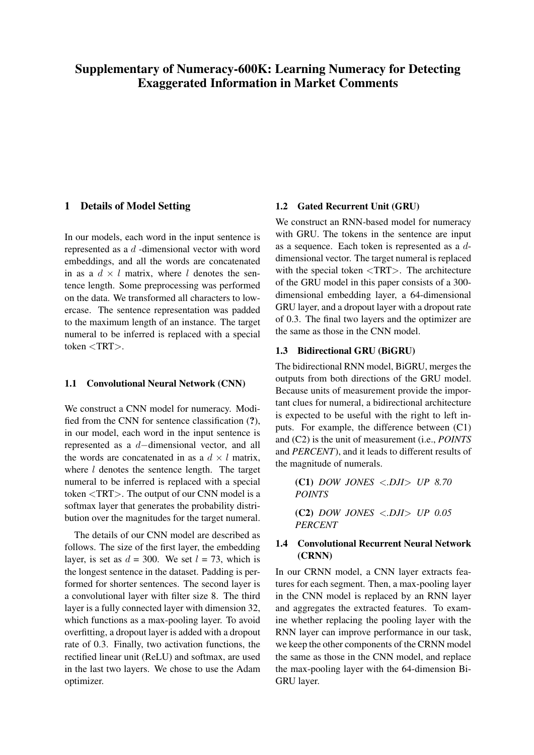# Supplementary of Numeracy-600K: Learning Numeracy for Detecting Exaggerated Information in Market Comments

## 1 Details of Model Setting

In our models, each word in the input sentence is represented as a $d$ -dimensional vector with word embeddings, and all the words are concatenated in as a $d \times l$ matrix, where $l$ denotes the sentence length. Some preprocessing was performed on the data. We transformed all characters to lowercase. The sentence representation was padded to the maximum length of an instance. The target numeral to be inferred is replaced with a special token <TRT>.

### 1.1 Convolutional Neural Network (CNN)

We construct a CNN model for numeracy. Modified from the CNN for sentence classification (**?**), in our model, each word in the input sentence is represented as a $d-$dimensional vector, and all the words are concatenated in as a $d \times l$ matrix, where $l$ denotes the sentence length. The target numeral to be inferred is replaced with a special token <TRT>. The output of our CNN model is a softmax layer that generates the probability distribution over the magnitudes for the target numeral.

The details of our CNN model are described as follows. The size of the first layer, the embedding layer, is set as $d$ = 300. We set $l$ = 73, which is the longest sentence in the dataset. Padding is performed for shorter sentences. The second layer is a convolutional layer with filter size 8. The third layer is a fully connected layer with dimension 32, which functions as a max-pooling layer. To avoid overfitting, a dropout layer is added with a dropout rate of 0.3. Finally, two activation functions, the rectified linear unit (ReLU) and softmax, are used in the last two layers. We chose to use the Adam optimizer.

### 1.2 Gated Recurrent Unit (GRU)

We construct an RNN-based model for numeracy with GRU. The tokens in the sentence are input as a sequence. Each token is represented as a $d$-dimensional vector. The target numeral is replaced with the special token <TRT>. The architecture of the GRU model in this paper consists of a 300-dimensional embedding layer, a 64-dimensional GRU layer, and a dropout layer with a dropout rate of 0.3. The final two layers and the optimizer are the same as those in the CNN model.

### 1.3 Bidirectional GRU (BiGRU)

The bidirectional RNN model, BiGRU, merges the outputs from both directions of the GRU model. Because units of measurement provide the important clues for numeral, a bidirectional architecture is expected to be useful with the right to left inputs. For example, the difference between (C1) and (C2) is the unit of measurement (i.e., *POINTS* and *PERCENT*), and it leads to different results of the magnitude of numerals.

> **(C1)** *DOW JONES <.DJI> UP 8.70 POINTS*
>
> **(C2)** *DOW JONES <.DJI> UP 0.05 PERCENT*

### 1.4 Convolutional Recurrent Neural Network (CRNN)

In our CRNN model, a CNN layer extracts features for each segment. Then, a max-pooling layer in the CNN model is replaced by an RNN layer and aggregates the extracted features. To examine whether replacing the pooling layer with the RNN layer can improve performance in our task, we keep the other components of the CRNN model the same as those in the CNN model, and replace the max-pooling layer with the 64-dimension BiGRU layer.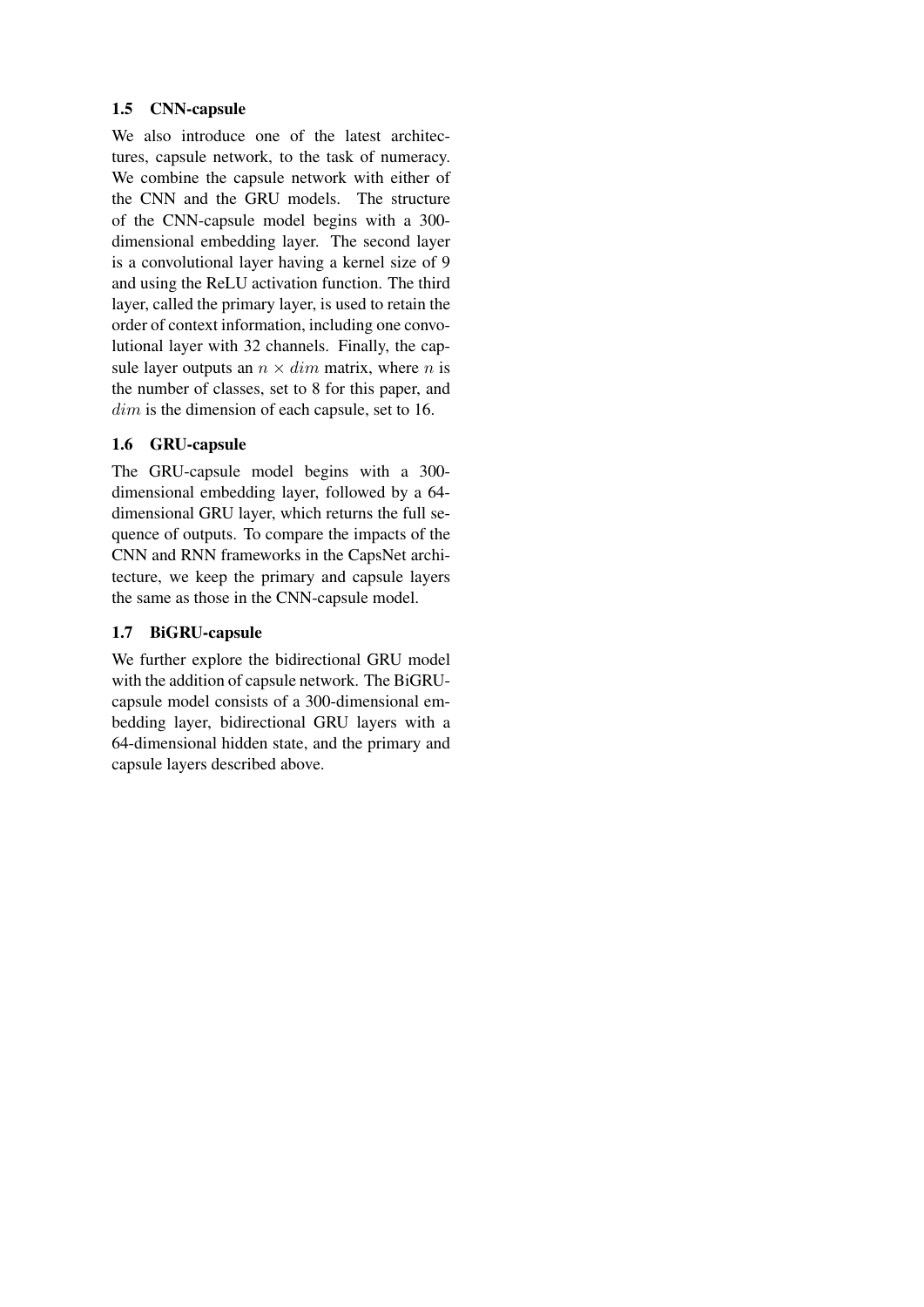### 1.5 CNN-capsule

We also introduce one of the latest architectures, capsule network, to the task of numeracy. We combine the capsule network with either of the CNN and the GRU models. The structure of the CNN-capsule model begins with a 300-dimensional embedding layer. The second layer is a convolutional layer having a kernel size of 9 and using the ReLU activation function. The third layer, called the primary layer, is used to retain the order of context information, including one convolutional layer with 32 channels. Finally, the capsule layer outputs an $n \times dim$ matrix, where $n$ is the number of classes, set to 8 for this paper, and $dim$ is the dimension of each capsule, set to 16.

### 1.6 GRU-capsule

The GRU-capsule model begins with a 300-dimensional embedding layer, followed by a 64-dimensional GRU layer, which returns the full sequence of outputs. To compare the impacts of the CNN and RNN frameworks in the CapsNet architecture, we keep the primary and capsule layers the same as those in the CNN-capsule model.

### 1.7 BiGRU-capsule

We further explore the bidirectional GRU model with the addition of capsule network. The BiGRU-capsule model consists of a 300-dimensional embedding layer, bidirectional GRU layers with a 64-dimensional hidden state, and the primary and capsule layers described above.